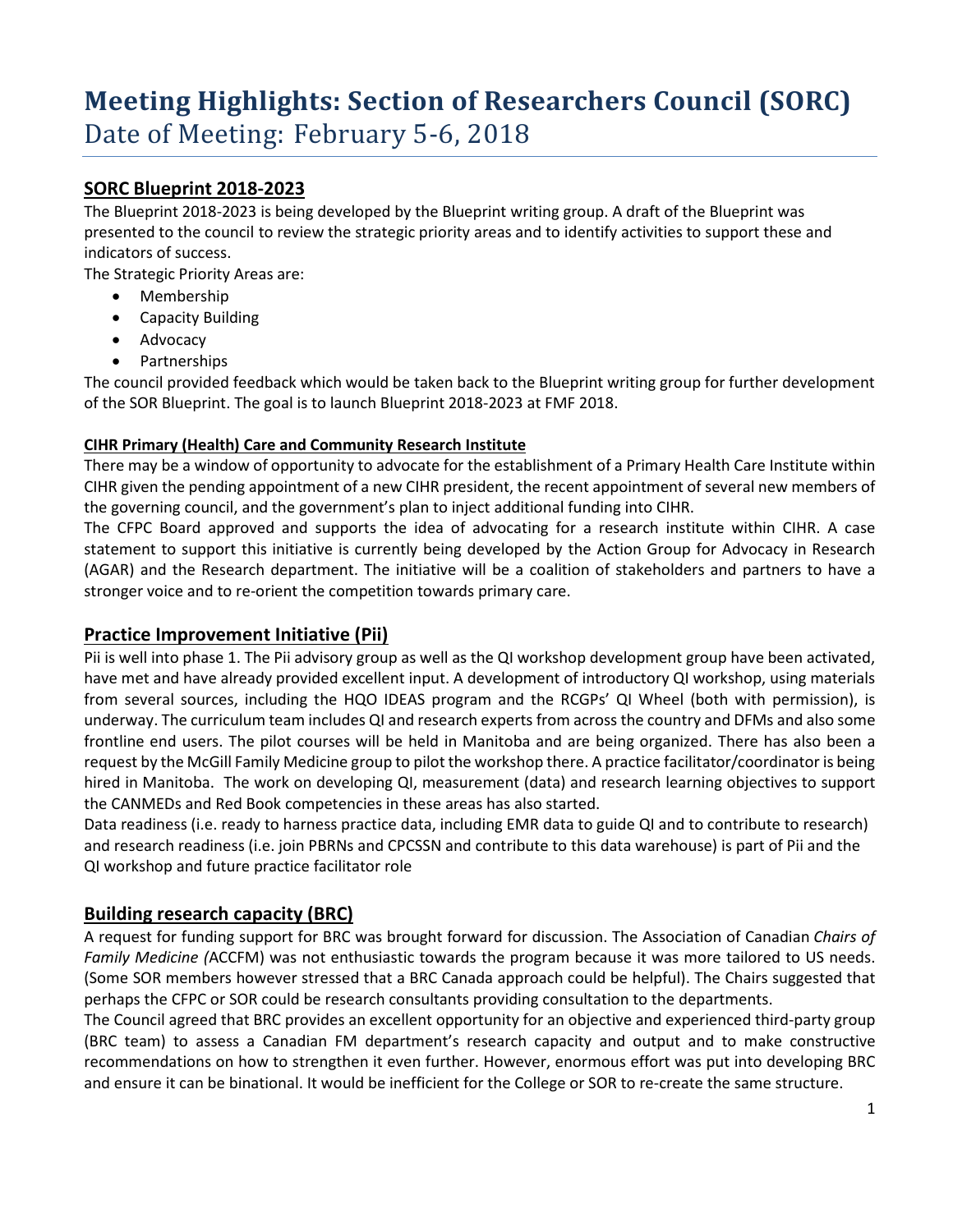# Meeting Highlights: Section of Researchers Council (SORC)

Date of Meeting: February 5-6, 2018

## SORC Blueprint 2018-2023

The Blueprint 2018-2023 is being developed by the Blueprint writing group. A draft of the Blueprint was presented to the council to review the strategic priority areas and to identify activities to support these and indicators of success.

The Strategic Priority Areas are:

- Membership
- Capacity Building
- Advocacy
- Partnerships

The council provided feedback which would be taken back to the Blueprint writing group for further development of the SOR Blueprint. The goal is to launch Blueprint 2018-2023 at FMF 2018.

### CIHR Primary (Health) Care and Community Research Institute

There may be a window of opportunity to advocate for the establishment of a Primary Health Care Institute within CIHR given the pending appointment of a new CIHR president, the recent appointment of several new members of the governing council, and the government's plan to inject additional funding into CIHR.

The CFPC Board approved and supports the idea of advocating for a research institute within CIHR. A case statement to support this initiative is currently being developed by the Action Group for Advocacy in Research (AGAR) and the Research department. The initiative will be a coalition of stakeholders and partners to have a stronger voice and to re-orient the competition towards primary care.

## Practice Improvement Initiative (Pii)

Pii is well into phase 1. The Pii advisory group as well as the QI workshop development group have been activated, have met and have already provided excellent input. A development of introductory QI workshop, using materials from several sources, including the HQO IDEAS program and the RCGPs' QI Wheel (both with permission), is underway. The curriculum team includes QI and research experts from across the country and DFMs and also some frontline end users. The pilot courses will be held in Manitoba and are being organized. There has also been a request by the McGill Family Medicine group to pilot the workshop there. A practice facilitator/coordinator is being hired in Manitoba. The work on developing QI, measurement (data) and research learning objectives to support the CANMEDs and Red Book competencies in these areas has also started.

Data readiness (i.e. ready to harness practice data, including EMR data to guide QI and to contribute to research) and research readiness (i.e. join PBRNs and CPCSSN and contribute to this data warehouse) is part of Pii and the QI workshop and future practice facilitator role

## Building research capacity (BRC)

A request for funding support for BRC was brought forward for discussion. The Association of Canadian *Chairs of Family Medicine (*ACCFM) was not enthusiastic towards the program because it was more tailored to US needs. (Some SOR members however stressed that a BRC Canada approach could be helpful). The Chairs suggested that perhaps the CFPC or SOR could be research consultants providing consultation to the departments.

The Council agreed that BRC provides an excellent opportunity for an objective and experienced third-party group (BRC team) to assess a Canadian FM department's research capacity and output and to make constructive recommendations on how to strengthen it even further. However, enormous effort was put into developing BRC and ensure it can be binational. It would be inefficient for the College or SOR to re-create the same structure.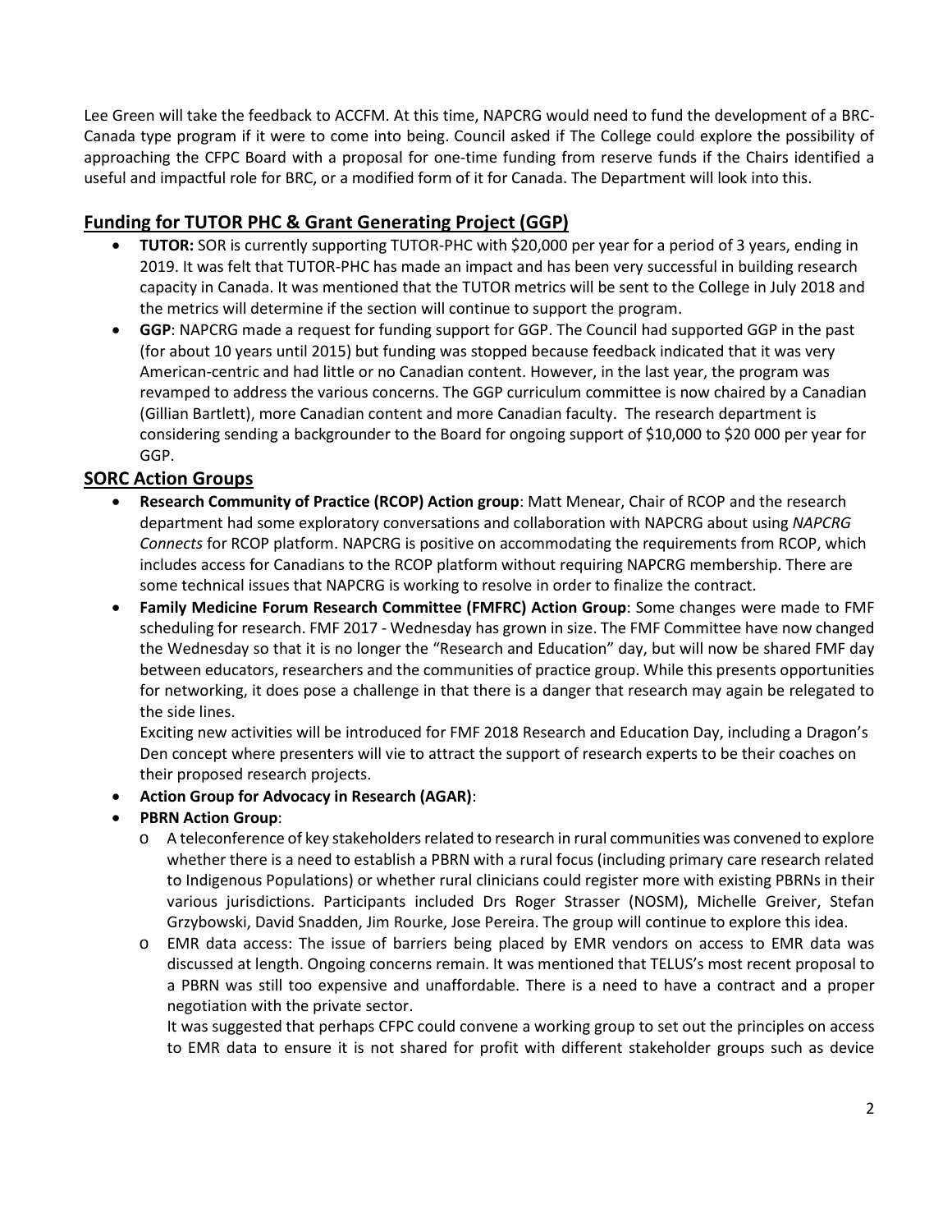Lee Green will take the feedback to ACCFM. At this time, NAPCRG would need to fund the development of a BRC-Canada type program if it were to come into being. Council asked if The College could explore the possibility of approaching the CFPC Board with a proposal for one-time funding from reserve funds if the Chairs identified a useful and impactful role for BRC, or a modified form of it for Canada. The Department will look into this.

## Funding for TUTOR PHC & Grant Generating Project (GGP)

- **TUTOR:** SOR is currently supporting TUTOR-PHC with $20,000 per year for a period of 3 years, ending in 2019. It was felt that TUTOR-PHC has made an impact and has been very successful in building research capacity in Canada. It was mentioned that the TUTOR metrics will be sent to the College in July 2018 and the metrics will determine if the section will continue to support the program.
- **GGP**: NAPCRG made a request for funding support for GGP. The Council had supported GGP in the past (for about 10 years until 2015) but funding was stopped because feedback indicated that it was very American-centric and had little or no Canadian content. However, in the last year, the program was revamped to address the various concerns. The GGP curriculum committee is now chaired by a Canadian (Gillian Bartlett), more Canadian content and more Canadian faculty. The research department is considering sending a backgrounder to the Board for ongoing support of $10,000 to $20 000 per year for GGP.

## SORC Action Groups

- **Research Community of Practice (RCOP) Action group**: Matt Menear, Chair of RCOP and the research department had some exploratory conversations and collaboration with NAPCRG about using *NAPCRG Connects* for RCOP platform. NAPCRG is positive on accommodating the requirements from RCOP, which includes access for Canadians to the RCOP platform without requiring NAPCRG membership. There are some technical issues that NAPCRG is working to resolve in order to finalize the contract.
- **Family Medicine Forum Research Committee (FMFRC) Action Group**: Some changes were made to FMF scheduling for research. FMF 2017 - Wednesday has grown in size. The FMF Committee have now changed the Wednesday so that it is no longer the "Research and Education" day, but will now be shared FMF day between educators, researchers and the communities of practice group. While this presents opportunities for networking, it does pose a challenge in that there is a danger that research may again be relegated to the side lines.

  Exciting new activities will be introduced for FMF 2018 Research and Education Day, including a Dragon's Den concept where presenters will vie to attract the support of research experts to be their coaches on their proposed research projects.
- **Action Group for Advocacy in Research (AGAR)**:
- **PBRN Action Group**:
  - A teleconference of key stakeholders related to research in rural communities was convened to explore whether there is a need to establish a PBRN with a rural focus (including primary care research related to Indigenous Populations) or whether rural clinicians could register more with existing PBRNs in their various jurisdictions. Participants included Drs Roger Strasser (NOSM), Michelle Greiver, Stefan Grzybowski, David Snadden, Jim Rourke, Jose Pereira. The group will continue to explore this idea.
  - EMR data access: The issue of barriers being placed by EMR vendors on access to EMR data was discussed at length. Ongoing concerns remain. It was mentioned that TELUS's most recent proposal to a PBRN was still too expensive and unaffordable. There is a need to have a contract and a proper negotiation with the private sector.

    It was suggested that perhaps CFPC could convene a working group to set out the principles on access to EMR data to ensure it is not shared for profit with different stakeholder groups such as device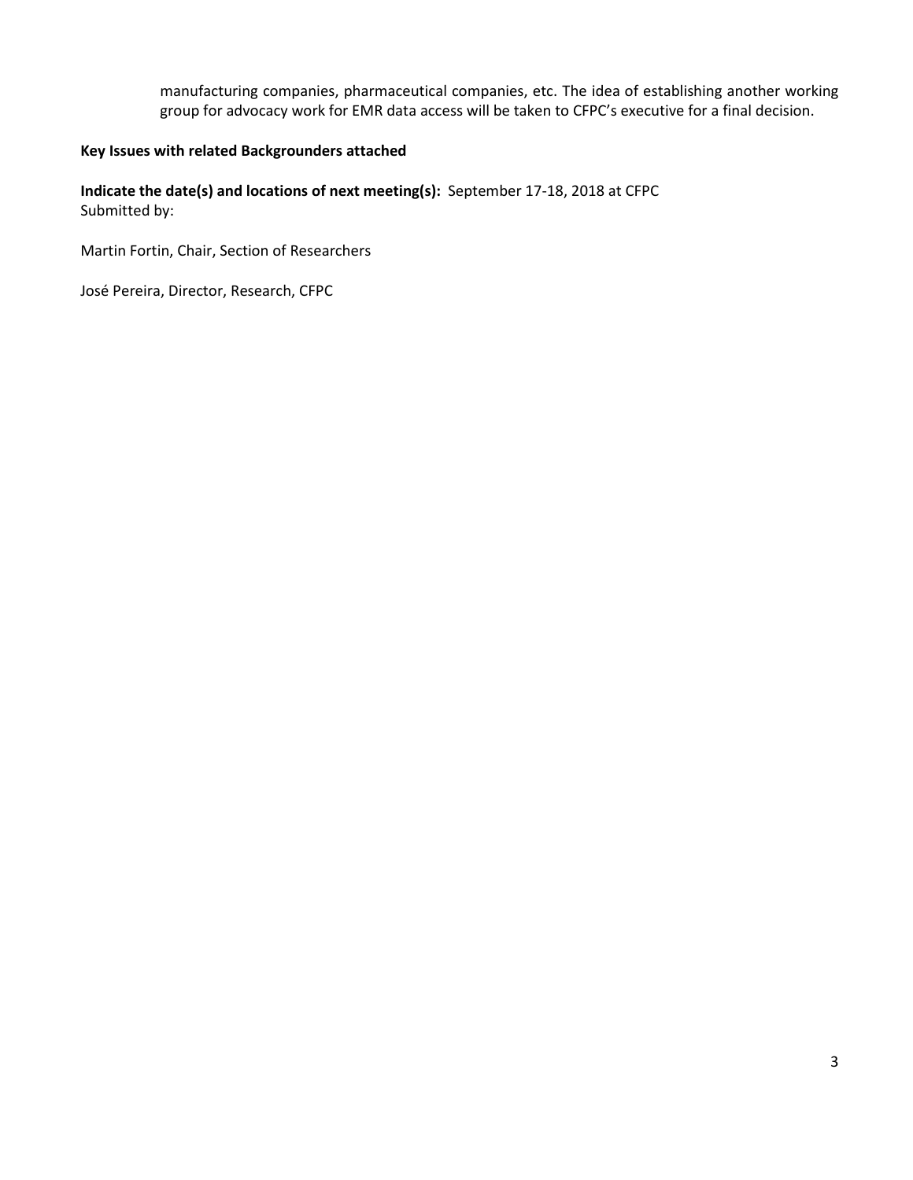manufacturing companies, pharmaceutical companies, etc. The idea of establishing another working group for advocacy work for EMR data access will be taken to CFPC's executive for a final decision.

**Key Issues with related Backgrounders attached**

**Indicate the date(s) and locations of next meeting(s):** September 17-18, 2018 at CFPC

Submitted by:

Martin Fortin, Chair, Section of Researchers

José Pereira, Director, Research, CFPC